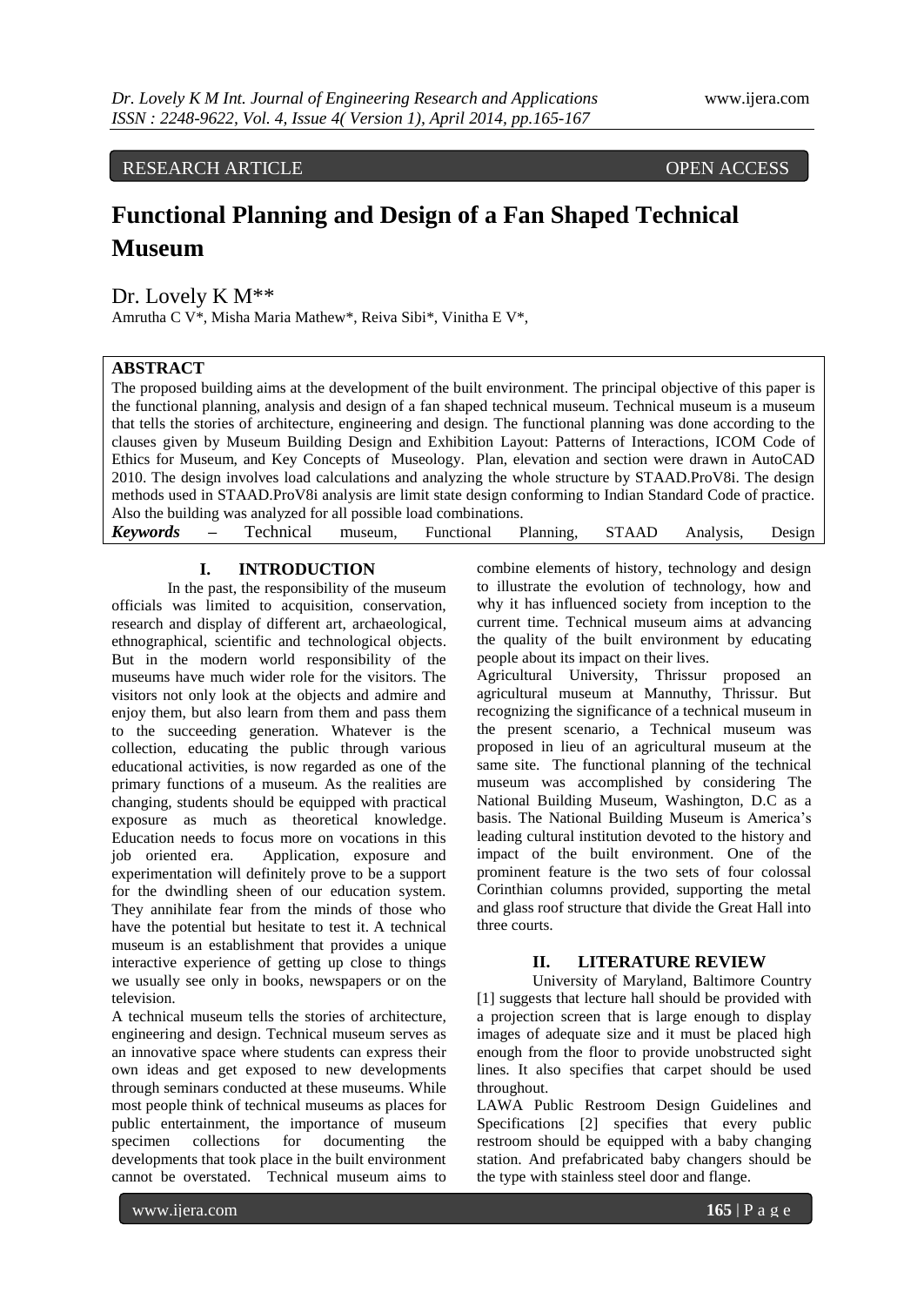RESEARCH ARTICLE OPEN ACCESS

# Functional Planning and Design of a Fan Shaped Technical Museum

Dr. Lovely K M**

Amrutha C V*, Misha Maria Mathew*, Reiva Sibi*, Vinitha E V*,

## ABSTRACT

The proposed building aims at the development of the built environment. The principal objective of this paper is the functional planning, analysis and design of a fan shaped technical museum. Technical museum is a museum that tells the stories of architecture, engineering and design. The functional planning was done according to the clauses given by Museum Building Design and Exhibition Layout: Patterns of Interactions, ICOM Code of Ethics for Museum, and Key Concepts of Museology. Plan, elevation and section were drawn in AutoCAD 2010. The design involves load calculations and analyzing the whole structure by STAAD.ProV8i. The design methods used in STAAD.ProV8i analysis are limit state design conforming to Indian Standard Code of practice. Also the building was analyzed for all possible load combinations.

***Keywords*** **–** Technical museum, Functional Planning, STAAD Analysis, Design

## I. INTRODUCTION

In the past, the responsibility of the museum officials was limited to acquisition, conservation, research and display of different art, archaeological, ethnographical, scientific and technological objects. But in the modern world responsibility of the museums have much wider role for the visitors. The visitors not only look at the objects and admire and enjoy them, but also learn from them and pass them to the succeeding generation. Whatever is the collection, educating the public through various educational activities, is now regarded as one of the primary functions of a museum. As the realities are changing, students should be equipped with practical exposure as much as theoretical knowledge. Education needs to focus more on vocations in this job oriented era. Application, exposure and experimentation will definitely prove to be a support for the dwindling sheen of our education system. They annihilate fear from the minds of those who have the potential but hesitate to test it. A technical museum is an establishment that provides a unique interactive experience of getting up close to things we usually see only in books, newspapers or on the television.

A technical museum tells the stories of architecture, engineering and design. Technical museum serves as an innovative space where students can express their own ideas and get exposed to new developments through seminars conducted at these museums. While most people think of technical museums as places for public entertainment, the importance of museum specimen collections for documenting the developments that took place in the built environment cannot be overstated. Technical museum aims to combine elements of history, technology and design to illustrate the evolution of technology, how and why it has influenced society from inception to the current time. Technical museum aims at advancing the quality of the built environment by educating people about its impact on their lives.

Agricultural University, Thrissur proposed an agricultural museum at Mannuthy, Thrissur. But recognizing the significance of a technical museum in the present scenario, a Technical museum was proposed in lieu of an agricultural museum at the same site. The functional planning of the technical museum was accomplished by considering The National Building Museum, Washington, D.C as a basis. The National Building Museum is America's leading cultural institution devoted to the history and impact of the built environment. One of the prominent feature is the two sets of four colossal Corinthian columns provided, supporting the metal and glass roof structure that divide the Great Hall into three courts.

## II. LITERATURE REVIEW

University of Maryland, Baltimore Country [1] suggests that lecture hall should be provided with a projection screen that is large enough to display images of adequate size and it must be placed high enough from the floor to provide unobstructed sight lines. It also specifies that carpet should be used throughout.

LAWA Public Restroom Design Guidelines and Specifications [2] specifies that every public restroom should be equipped with a baby changing station. And prefabricated baby changers should be the type with stainless steel door and flange.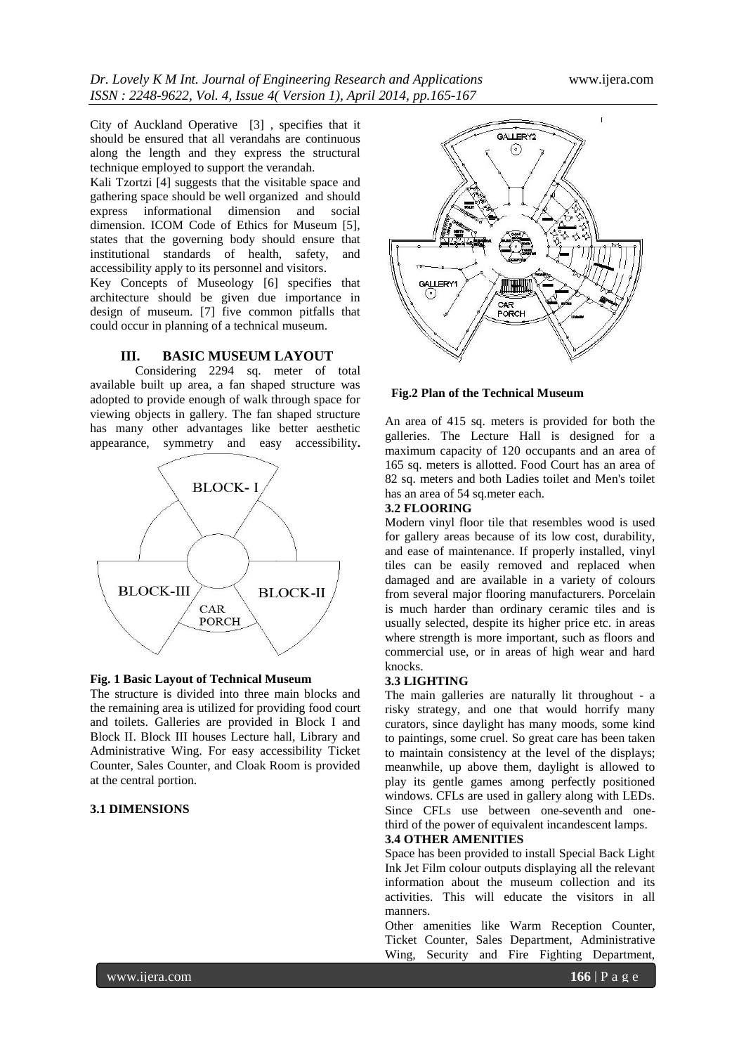City of Auckland Operative [3] , specifies that it should be ensured that all verandahs are continuous along the length and they express the structural technique employed to support the verandah.

Kali Tzortzi [4] suggests that the visitable space and gathering space should be well organized and should express informational dimension and social dimension. ICOM Code of Ethics for Museum [5], states that the governing body should ensure that institutional standards of health, safety, and accessibility apply to its personnel and visitors.

Key Concepts of Museology [6] specifies that architecture should be given due importance in design of museum. [7] five common pitfalls that could occur in planning of a technical museum.

## III. BASIC MUSEUM LAYOUT

Considering 2294 sq. meter of total available built up area, a fan shaped structure was adopted to provide enough of walk through space for viewing objects in gallery. The fan shaped structure has many other advantages like better aesthetic appearance, symmetry and easy accessibility.

**Fig. 1 Basic Layout of Technical Museum**

The structure is divided into three main blocks and the remaining area is utilized for providing food court and toilets. Galleries are provided in Block I and Block II. Block III houses Lecture hall, Library and Administrative Wing. For easy accessibility Ticket Counter, Sales Counter, and Cloak Room is provided at the central portion.

### 3.1 DIMENSIONS

**Fig.2 Plan of the Technical Museum**

An area of 415 sq. meters is provided for both the galleries. The Lecture Hall is designed for a maximum capacity of 120 occupants and an area of 165 sq. meters is allotted. Food Court has an area of 82 sq. meters and both Ladies toilet and Men's toilet has an area of 54 sq.meter each.

### 3.2 FLOORING

Modern vinyl floor tile that resembles wood is used for gallery areas because of its low cost, durability, and ease of maintenance. If properly installed, vinyl tiles can be easily removed and replaced when damaged and are available in a variety of colours from several major flooring manufacturers. Porcelain is much harder than ordinary ceramic tiles and is usually selected, despite its higher price etc. in areas where strength is more important, such as floors and commercial use, or in areas of high wear and hard knocks.

### 3.3 LIGHTING

The main galleries are naturally lit throughout - a risky strategy, and one that would horrify many curators, since daylight has many moods, some kind to paintings, some cruel. So great care has been taken to maintain consistency at the level of the displays; meanwhile, up above them, daylight is allowed to play its gentle games among perfectly positioned windows. CFLs are used in gallery along with LEDs. Since CFLs use between one-seventh and one-third of the power of equivalent incandescent lamps.

### 3.4 OTHER AMENITIES

Space has been provided to install Special Back Light Ink Jet Film colour outputs displaying all the relevant information about the museum collection and its activities. This will educate the visitors in all manners.

Other amenities like Warm Reception Counter, Ticket Counter, Sales Department, Administrative Wing, Security and Fire Fighting Department,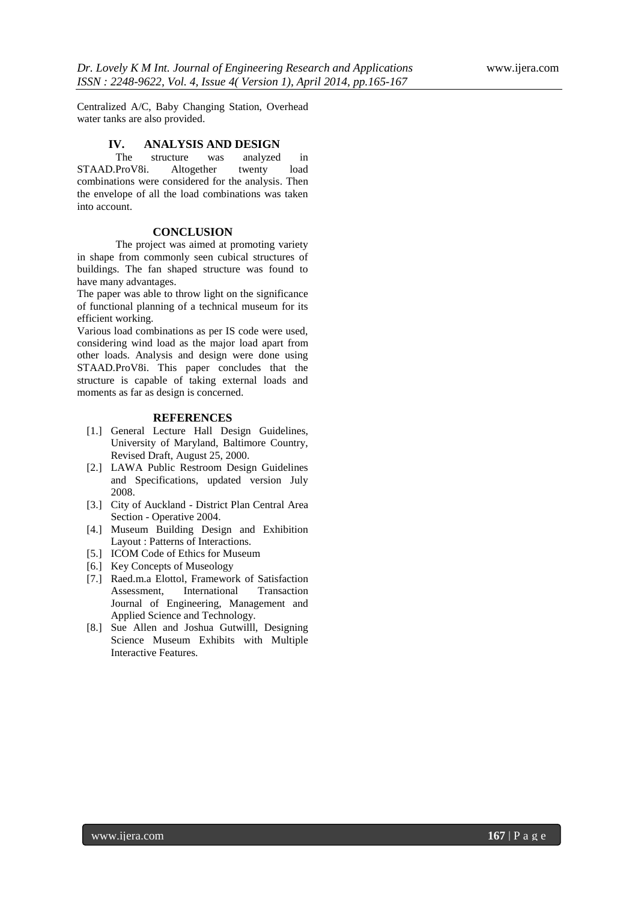Centralized A/C, Baby Changing Station, Overhead water tanks are also provided.

## IV. ANALYSIS AND DESIGN

The structure was analyzed in STAAD.ProV8i. Altogether twenty load combinations were considered for the analysis. Then the envelope of all the load combinations was taken into account.

## CONCLUSION

The project was aimed at promoting variety in shape from commonly seen cubical structures of buildings. The fan shaped structure was found to have many advantages.

The paper was able to throw light on the significance of functional planning of a technical museum for its efficient working.

Various load combinations as per IS code were used, considering wind load as the major load apart from other loads. Analysis and design were done using STAAD.ProV8i. This paper concludes that the structure is capable of taking external loads and moments as far as design is concerned.

## REFERENCES

[1.] General Lecture Hall Design Guidelines, University of Maryland, Baltimore Country, Revised Draft, August 25, 2000.

[2.] LAWA Public Restroom Design Guidelines and Specifications, updated version July 2008.

[3.] City of Auckland - District Plan Central Area Section - Operative 2004.

[4.] Museum Building Design and Exhibition Layout : Patterns of Interactions.

[5.] ICOM Code of Ethics for Museum

[6.] Key Concepts of Museology

[7.] Raed.m.a Elottol, Framework of Satisfaction Assessment, International Transaction Journal of Engineering, Management and Applied Science and Technology.

[8.] Sue Allen and Joshua Gutwilll, Designing Science Museum Exhibits with Multiple Interactive Features.